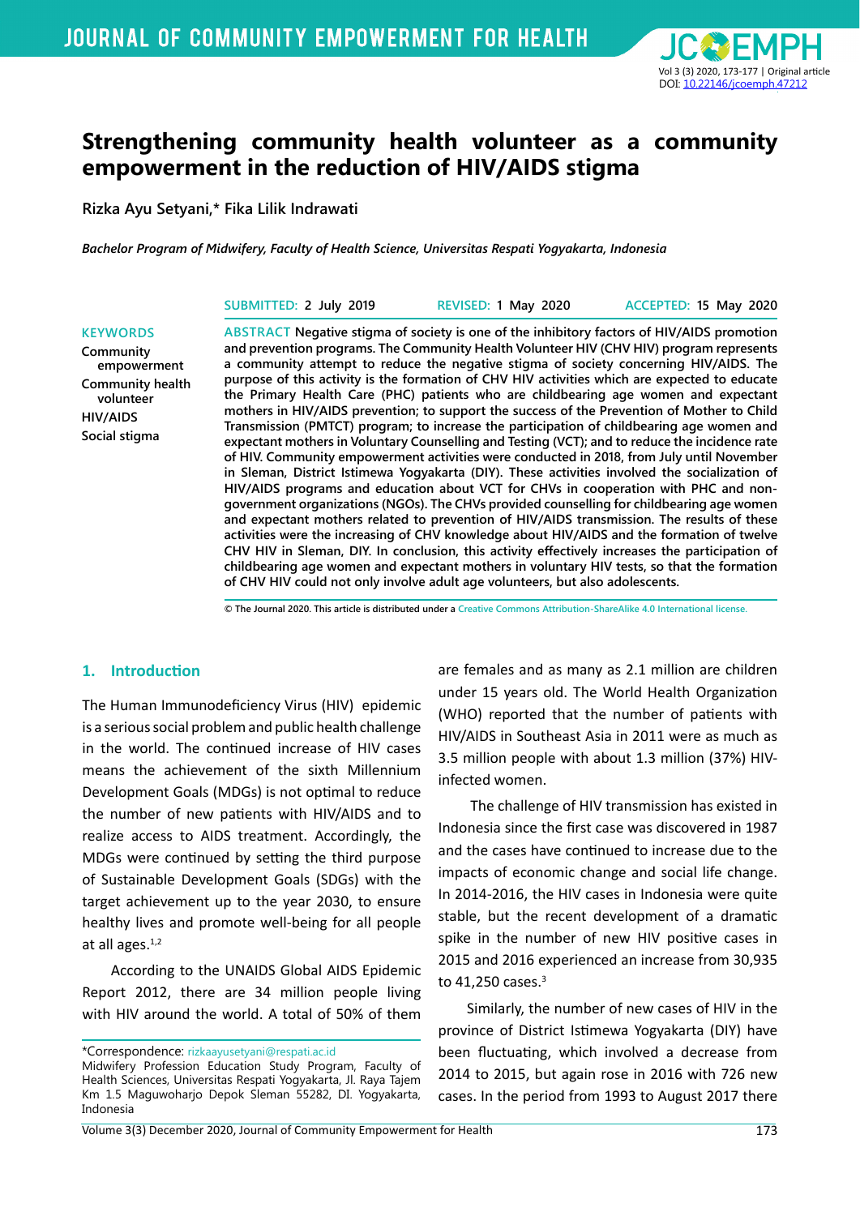# Strengthening community health volunteer as a community empowerment in the reduction of HIV/AIDS stigma

**Rizka Ayu Setyani,* Fika Lilik Indrawati**

*Bachelor Program of Midwifery, Faculty of Health Science, Universitas Respati Yogyakarta, Indonesia*

SUBMITTED: 2 July 2019 REVISED: 1 May 2020 ACCEPTED: 15 May 2020

**KEYWORDS**

Community empowerment
Community health volunteer
HIV/AIDS
Social stigma

**ABSTRACT** Negative stigma of society is one of the inhibitory factors of HIV/AIDS promotion and prevention programs. The Community Health Volunteer HIV (CHV HIV) program represents a community attempt to reduce the negative stigma of society concerning HIV/AIDS. The purpose of this activity is the formation of CHV HIV activities which are expected to educate the Primary Health Care (PHC) patients who are childbearing age women and expectant mothers in HIV/AIDS prevention; to support the success of the Prevention of Mother to Child Transmission (PMTCT) program; to increase the participation of childbearing age women and expectant mothers in Voluntary Counselling and Testing (VCT); and to reduce the incidence rate of HIV. Community empowerment activities were conducted in 2018, from July until November in Sleman, District Istimewa Yogyakarta (DIY). These activities involved the socialization of HIV/AIDS programs and education about VCT for CHVs in cooperation with PHC and non-government organizations (NGOs). The CHVs provided counselling for childbearing age women and expectant mothers related to prevention of HIV/AIDS transmission. The results of these activities were the increasing of CHV knowledge about HIV/AIDS and the formation of twelve CHV HIV in Sleman, DIY. In conclusion, this activity effectively increases the participation of childbearing age women and expectant mothers in voluntary HIV tests, so that the formation of CHV HIV could not only involve adult age volunteers, but also adolescents.

© The Journal 2020. This article is distributed under a Creative Commons Attribution-ShareAlike 4.0 International license.

## 1. Introduction

The Human Immunodeficiency Virus (HIV) epidemic is a serious social problem and public health challenge in the world. The continued increase of HIV cases means the achievement of the sixth Millennium Development Goals (MDGs) is not optimal to reduce the number of new patients with HIV/AIDS and to realize access to AIDS treatment. Accordingly, the MDGs were continued by setting the third purpose of Sustainable Development Goals (SDGs) with the target achievement up to the year 2030, to ensure healthy lives and promote well-being for all people at all ages.[1,2]

According to the UNAIDS Global AIDS Epidemic Report 2012, there are 34 million people living with HIV around the world. A total of 50% of them are females and as many as 2.1 million are children under 15 years old. The World Health Organization (WHO) reported that the number of patients with HIV/AIDS in Southeast Asia in 2011 were as much as 3.5 million people with about 1.3 million (37%) HIV-infected women.

The challenge of HIV transmission has existed in Indonesia since the first case was discovered in 1987 and the cases have continued to increase due to the impacts of economic change and social life change. In 2014-2016, the HIV cases in Indonesia were quite stable, but the recent development of a dramatic spike in the number of new HIV positive cases in 2015 and 2016 experienced an increase from 30,935 to 41,250 cases.[3]

Similarly, the number of new cases of HIV in the province of District Istimewa Yogyakarta (DIY) have been fluctuating, which involved a decrease from 2014 to 2015, but again rose in 2016 with 726 new cases. In the period from 1993 to August 2017 there

*Correspondence: rizkaayusetyani@respati.ac.id
Midwifery Profession Education Study Program, Faculty of Health Sciences, Universitas Respati Yogyakarta, Jl. Raya Tajem Km 1.5 Maguwoharjo Depok Sleman 55282, DI. Yogyakarta, Indonesia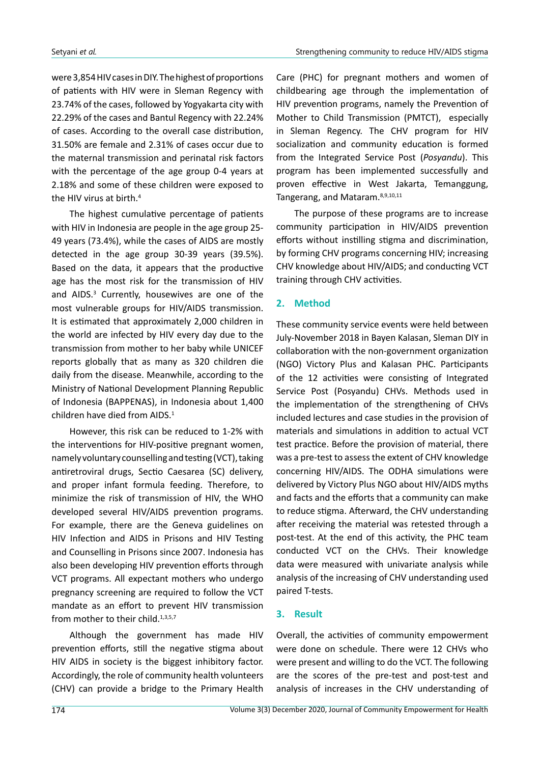were 3,854 HIV cases in DIY. The highest of proportions of patients with HIV were in Sleman Regency with 23.74% of the cases, followed by Yogyakarta city with 22.29% of the cases and Bantul Regency with 22.24% of cases. According to the overall case distribution, 31.50% are female and 2.31% of cases occur due to the maternal transmission and perinatal risk factors with the percentage of the age group 0-4 years at 2.18% and some of these children were exposed to the HIV virus at birth.[4]

The highest cumulative percentage of patients with HIV in Indonesia are people in the age group 25-49 years (73.4%), while the cases of AIDS are mostly detected in the age group 30-39 years (39.5%). Based on the data, it appears that the productive age has the most risk for the transmission of HIV and AIDS.[3] Currently, housewives are one of the most vulnerable groups for HIV/AIDS transmission. It is estimated that approximately 2,000 children in the world are infected by HIV every day due to the transmission from mother to her baby while UNICEF reports globally that as many as 320 children die daily from the disease. Meanwhile, according to the Ministry of National Development Planning Republic of Indonesia (BAPPENAS), in Indonesia about 1,400 children have died from AIDS.[1]

However, this risk can be reduced to 1-2% with the interventions for HIV-positive pregnant women, namely voluntary counselling and testing (VCT), taking antiretroviral drugs, Sectio Caesarea (SC) delivery, and proper infant formula feeding. Therefore, to minimize the risk of transmission of HIV, the WHO developed several HIV/AIDS prevention programs. For example, there are the Geneva guidelines on HIV Infection and AIDS in Prisons and HIV Testing and Counselling in Prisons since 2007. Indonesia has also been developing HIV prevention efforts through VCT programs. All expectant mothers who undergo pregnancy screening are required to follow the VCT mandate as an effort to prevent HIV transmission from mother to their child.[1,3,5,7]

Although the government has made HIV prevention efforts, still the negative stigma about HIV AIDS in society is the biggest inhibitory factor. Accordingly, the role of community health volunteers (CHV) can provide a bridge to the Primary Health Care (PHC) for pregnant mothers and women of childbearing age through the implementation of HIV prevention programs, namely the Prevention of Mother to Child Transmission (PMTCT), especially in Sleman Regency. The CHV program for HIV socialization and community education is formed from the Integrated Service Post (*Posyandu*). This program has been implemented successfully and proven effective in West Jakarta, Temanggung, Tangerang, and Mataram.[8,9,10,11]

The purpose of these programs are to increase community participation in HIV/AIDS prevention efforts without instilling stigma and discrimination, by forming CHV programs concerning HIV; increasing CHV knowledge about HIV/AIDS; and conducting VCT training through CHV activities.

## 2. Method

These community service events were held between July-November 2018 in Bayen Kalasan, Sleman DIY in collaboration with the non-government organization (NGO) Victory Plus and Kalasan PHC. Participants of the 12 activities were consisting of Integrated Service Post (Posyandu) CHVs. Methods used in the implementation of the strengthening of CHVs included lectures and case studies in the provision of materials and simulations in addition to actual VCT test practice. Before the provision of material, there was a pre-test to assess the extent of CHV knowledge concerning HIV/AIDS. The ODHA simulations were delivered by Victory Plus NGO about HIV/AIDS myths and facts and the efforts that a community can make to reduce stigma. Afterward, the CHV understanding after receiving the material was retested through a post-test. At the end of this activity, the PHC team conducted VCT on the CHVs. Their knowledge data were measured with univariate analysis while analysis of the increasing of CHV understanding used paired T-tests.

## 3. Result

Overall, the activities of community empowerment were done on schedule. There were 12 CHVs who were present and willing to do the VCT. The following are the scores of the pre-test and post-test and analysis of increases in the CHV understanding of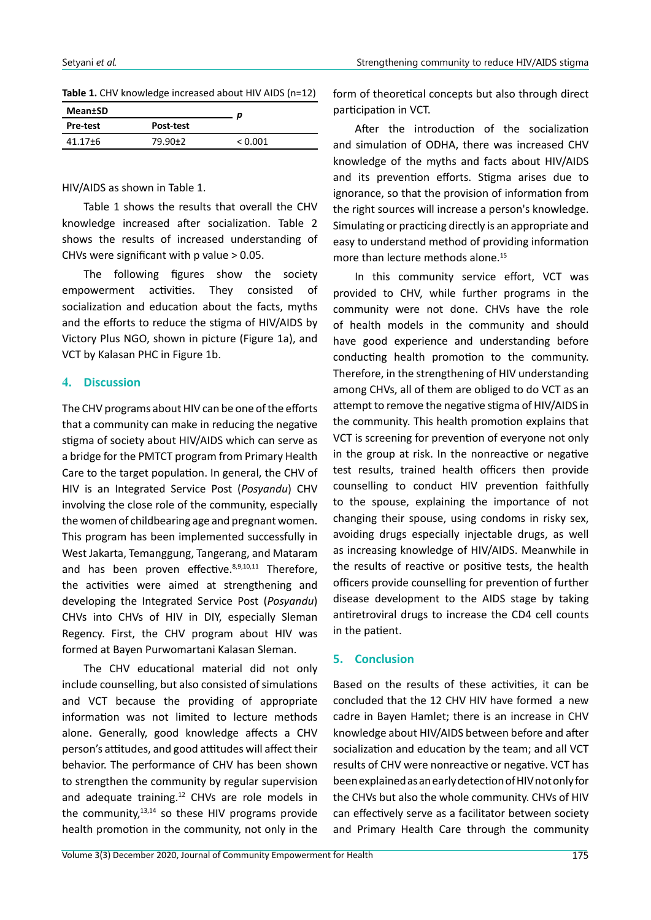**Table 1.** CHV knowledge increased about HIV AIDS (n=12)

| Mean±SD | | p |
|---|---|---|
| Pre-test | Post-test | |
| 41.17±6 | 79.90±2 | < 0.001 |

HIV/AIDS as shown in Table 1.

Table 1 shows the results that overall the CHV knowledge increased after socialization. Table 2 shows the results of increased understanding of CHVs were significant with p value > 0.05.

The following figures show the society empowerment activities. They consisted of socialization and education about the facts, myths and the efforts to reduce the stigma of HIV/AIDS by Victory Plus NGO, shown in picture (Figure 1a), and VCT by Kalasan PHC in Figure 1b.

## 4. Discussion

The CHV programs about HIV can be one of the efforts that a community can make in reducing the negative stigma of society about HIV/AIDS which can serve as a bridge for the PMTCT program from Primary Health Care to the target population. In general, the CHV of HIV is an Integrated Service Post (*Posyandu*) CHV involving the close role of the community, especially the women of childbearing age and pregnant women. This program has been implemented successfully in West Jakarta, Temanggung, Tangerang, and Mataram and has been proven effective.[8,9,10,11] Therefore, the activities were aimed at strengthening and developing the Integrated Service Post (*Posyandu*) CHVs into CHVs of HIV in DIY, especially Sleman Regency. First, the CHV program about HIV was formed at Bayen Purwomartani Kalasan Sleman.

The CHV educational material did not only include counselling, but also consisted of simulations and VCT because the providing of appropriate information was not limited to lecture methods alone. Generally, good knowledge affects a CHV person's attitudes, and good attitudes will affect their behavior. The performance of CHV has been shown to strengthen the community by regular supervision and adequate training.[12] CHVs are role models in the community,[13,14] so these HIV programs provide health promotion in the community, not only in the form of theoretical concepts but also through direct participation in VCT.

After the introduction of the socialization and simulation of ODHA, there was increased CHV knowledge of the myths and facts about HIV/AIDS and its prevention efforts. Stigma arises due to ignorance, so that the provision of information from the right sources will increase a person's knowledge. Simulating or practicing directly is an appropriate and easy to understand method of providing information more than lecture methods alone.[15]

In this community service effort, VCT was provided to CHV, while further programs in the community were not done. CHVs have the role of health models in the community and should have good experience and understanding before conducting health promotion to the community. Therefore, in the strengthening of HIV understanding among CHVs, all of them are obliged to do VCT as an attempt to remove the negative stigma of HIV/AIDS in the community. This health promotion explains that VCT is screening for prevention of everyone not only in the group at risk. In the nonreactive or negative test results, trained health officers then provide counselling to conduct HIV prevention faithfully to the spouse, explaining the importance of not changing their spouse, using condoms in risky sex, avoiding drugs especially injectable drugs, as well as increasing knowledge of HIV/AIDS. Meanwhile in the results of reactive or positive tests, the health officers provide counselling for prevention of further disease development to the AIDS stage by taking antiretroviral drugs to increase the CD4 cell counts in the patient.

## 5. Conclusion

Based on the results of these activities, it can be concluded that the 12 CHV HIV have formed a new cadre in Bayen Hamlet; there is an increase in CHV knowledge about HIV/AIDS between before and after socialization and education by the team; and all VCT results of CHV were nonreactive or negative. VCT has been explained as an early detection of HIV not only for the CHVs but also the whole community. CHVs of HIV can effectively serve as a facilitator between society and Primary Health Care through the community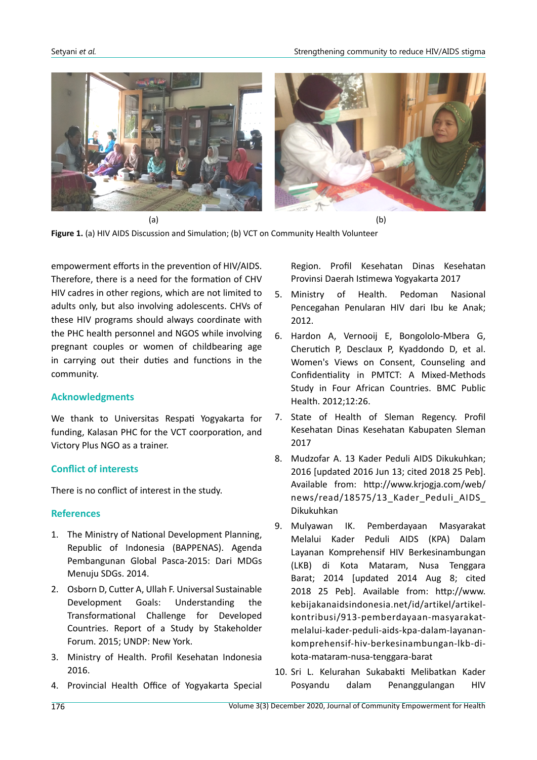(a) (b)

**Figure 1.** (a) HIV AIDS Discussion and Simulation; (b) VCT on Community Health Volunteer

empowerment efforts in the prevention of HIV/AIDS. Therefore, there is a need for the formation of CHV HIV cadres in other regions, which are not limited to adults only, but also involving adolescents. CHVs of these HIV programs should always coordinate with the PHC health personnel and NGOS while involving pregnant couples or women of childbearing age in carrying out their duties and functions in the community.

## Acknowledgments

We thank to Universitas Respati Yogyakarta for funding, Kalasan PHC for the VCT coorporation, and Victory Plus NGO as a trainer.

## Conflict of interests

There is no conflict of interest in the study.

## References

1. The Ministry of National Development Planning, Republic of Indonesia (BAPPENAS). Agenda Pembangunan Global Pasca-2015: Dari MDGs Menuju SDGs. 2014.
2. Osborn D, Cutter A, Ullah F. Universal Sustainable Development Goals: Understanding the Transformational Challenge for Developed Countries. Report of a Study by Stakeholder Forum. 2015; UNDP: New York.
3. Ministry of Health. Profil Kesehatan Indonesia 2016.
4. Provincial Health Office of Yogyakarta Special Region. Profil Kesehatan Dinas Kesehatan Provinsi Daerah Istimewa Yogyakarta 2017
5. Ministry of Health. Pedoman Nasional Pencegahan Penularan HIV dari Ibu ke Anak; 2012.
6. Hardon A, Vernooij E, Bongololo-Mbera G, Cherutich P, Desclaux P, Kyaddondo D, et al. Women's Views on Consent, Counseling and Confidentiality in PMTCT: A Mixed-Methods Study in Four African Countries. BMC Public Health. 2012;12:26.
7. State of Health of Sleman Regency. Profil Kesehatan Dinas Kesehatan Kabupaten Sleman 2017
8. Mudzofar A. 13 Kader Peduli AIDS Dikukuhkan; 2016 [updated 2016 Jun 13; cited 2018 25 Peb]. Available from: http://www.krjogja.com/web/news/read/18575/13_Kader_Peduli_AIDS_Dikukuhkan
9. Mulyawan IK. Pemberdayaan Masyarakat Melalui Kader Peduli AIDS (KPA) Dalam Layanan Komprehensif HIV Berkesinambungan (LKB) di Kota Mataram, Nusa Tenggara Barat; 2014 [updated 2014 Aug 8; cited 2018 25 Peb]. Available from: http://www.kebijakanaidsindonesia.net/id/artikel/artikel-kontribusi/913-pemberdayaan-masyarakat-melalui-kader-peduli-aids-kpa-dalam-layanan-komprehensif-hiv-berkesinambungan-lkb-di-kota-mataram-nusa-tenggara-barat
10. Sri L. Kelurahan Sukabakti Melibatkan Kader Posyandu dalam Penanggulangan HIV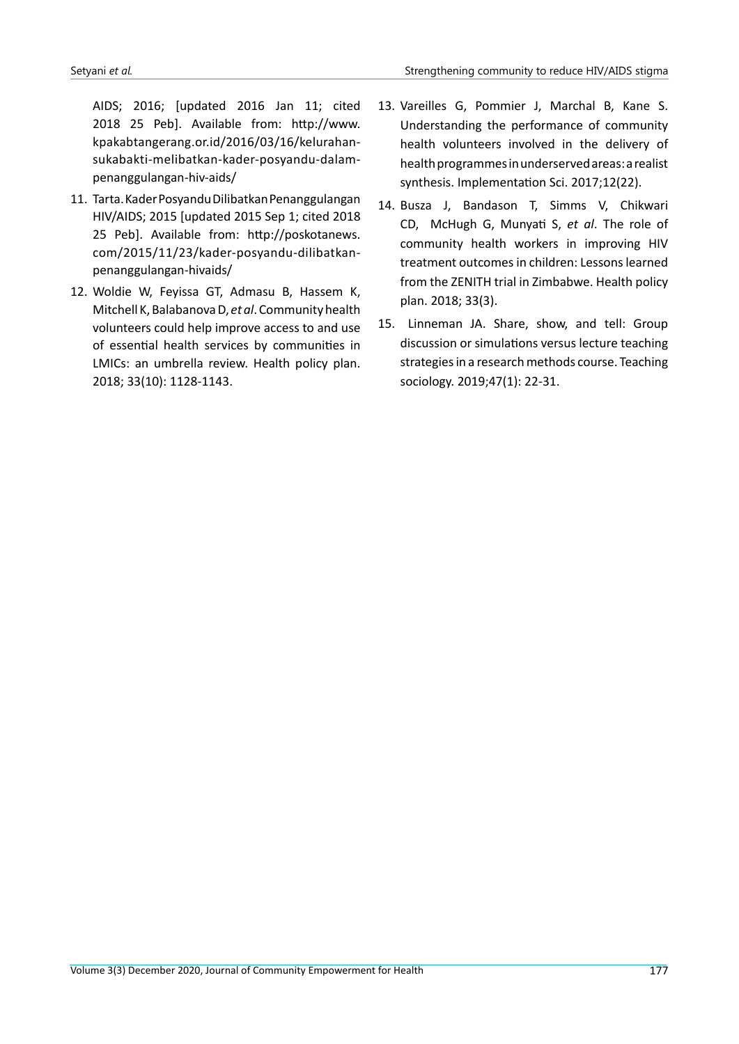AIDS; 2016; [updated 2016 Jan 11; cited 2018 25 Peb]. Available from: http://www.kpakabtangerang.or.id/2016/03/16/kelurahan-sukabakti-melibatkan-kader-posyandu-dalam-penanggulangan-hiv-aids/

11. Tarta. Kader Posyandu Dilibatkan Penanggulangan HIV/AIDS; 2015 [updated 2015 Sep 1; cited 2018 25 Peb]. Available from: http://poskotanews.com/2015/11/23/kader-posyandu-dilibatkan-penanggulangan-hivaids/
12. Woldie W, Feyissa GT, Admasu B, Hassem K, Mitchell K, Balabanova D, *et al*. Community health volunteers could help improve access to and use of essential health services by communities in LMICs: an umbrella review. Health policy plan. 2018; 33(10): 1128-1143.
13. Vareilles G, Pommier J, Marchal B, Kane S. Understanding the performance of community health volunteers involved in the delivery of health programmes in underserved areas: a realist synthesis. Implementation Sci. 2017;12(22).
14. Busza J, Bandason T, Simms V, Chikwari CD, McHugh G, Munyati S, *et al*. The role of community health workers in improving HIV treatment outcomes in children: Lessons learned from the ZENITH trial in Zimbabwe. Health policy plan. 2018; 33(3).
15. Linneman JA. Share, show, and tell: Group discussion or simulations versus lecture teaching strategies in a research methods course. Teaching sociology. 2019;47(1): 22-31.